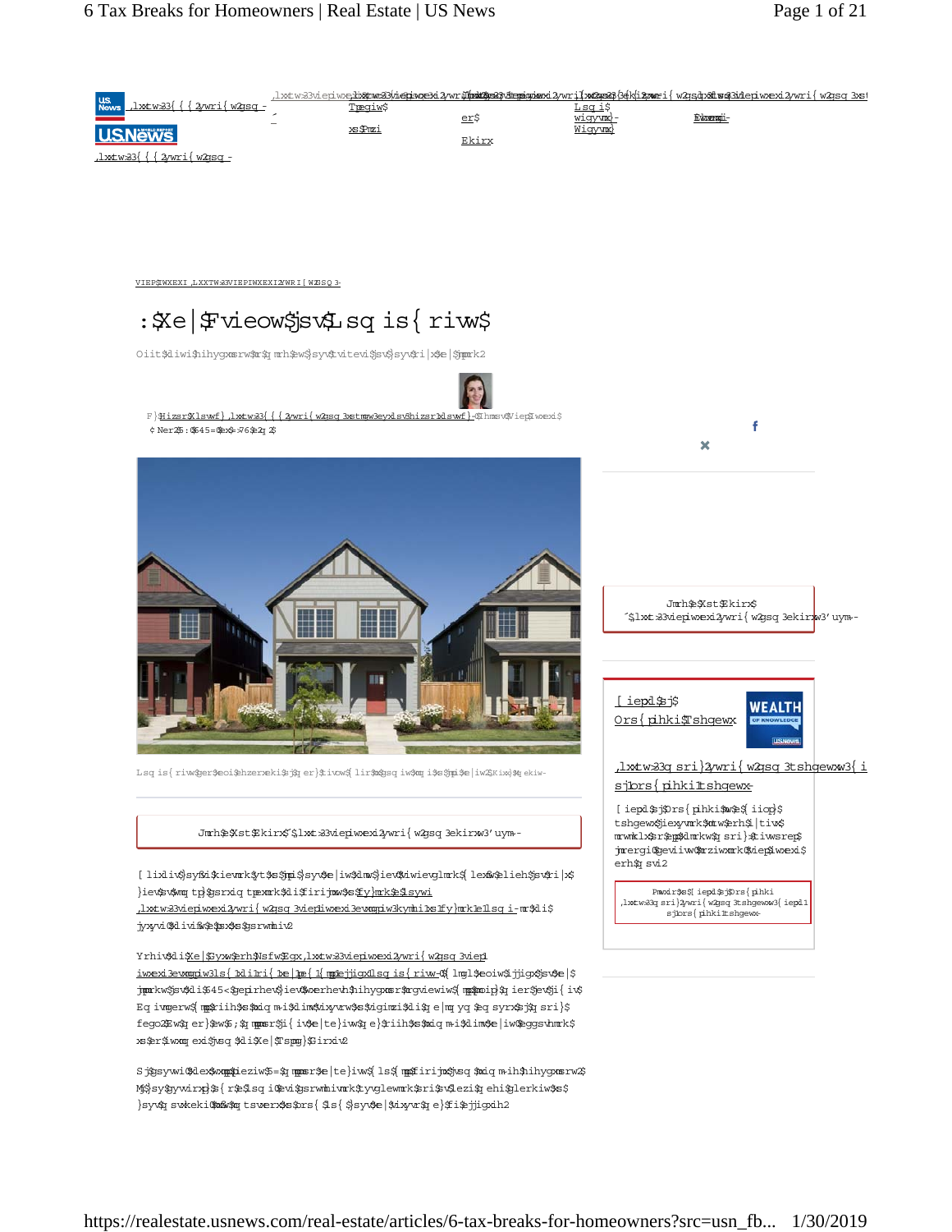VIEP$IWXEXI ,LXXTW33VIEPIWXEXI2YWRI{ W2GSQ 3-

# :$Xe|$Fvieow$jsv$Lsq is{ riw$

Oiit$diwi$hihygxmsrw$r$q mrh$ew$}sy$tvitevi$jsv$}syv$ri|x$xe|$jmpmrk2

F}$Hizsr$Xlswf},lxxtw33{ { { 2yw ri{ w2gsq 3xstmgw3eyxlsv3hizsr1xlswf}-$Lmsv$Viep$Iwxexi$
¢Ner25:$45=$e$<76$t2q2$

Lsq is{ riw$ger$eoi$ehzerxeki$sj$q er}$xiv$ws lir$jmpmrk$ xlim$xe|iw$,Kix}$Mqeki-

Jmrh$e$Xst$Ekirx$,lxxtw33viepiwxexi2yw ri{ w2gsq 3ekirxw3' uym-

[ lixliv$sy$i$kievmrk$yt$s$jmpi$syv$e|iw$sv$iev$viwievglmrk$ lse$elieh$sv$ri|x$}iev$sv$wsq t$ tp$$srxiq tpexmrk$di$iirijmxw$s$fy}mrk$e$lsywi ,lxxtw33viepiwxexi2yw ri{ w2gsq 3viepiwxexi3ewmgpiw3kymhi1xs1fy}mrk1e1lsq i-mr$di$jyxyvi$dlivi$ev$$xs$srwmhiv2

Yrhiv$di$Xe|$Gyx$erh$Nsfw$Egx,lxxtw33viepiwxexi2yw ri{ w2gsq 3viep1iwxexi3ewmgpiw3lsw{ 1xli1xe|1 ewe1 gs{ 1mqtegxw1lsq is{ riw-$ {lmgl$xsso$iijigx$jsv$xe|$}iev$45<$xei$rhev$iev$hihygxmsrrgviewiw$ wmkrmjmgerxp}$er$iv$ev$ii$jiv$Eq ivmgerw$ mxiq mimrk$hihygxmsrw$hiwtmxi$iiq $e|$yq yq $eq syrx$sj$$ sri}$fego2Ew$ er$ew$5;$ mppmsr$ji{ iv$te|iw$$e$iiq mimrk$hihygxmsrw$xlim$xe|iw$egsvhmrk$ xs$er$iwxmq exi$jvsq $di$Xe|$Tspmg}$Girxiv2

Sjj$syvwi$dle$wxmpp$ieziw$=$q mpps r$e|te}iw$ls$ri{ mp$firijmx$jvsq $lim$lsq i$hihygxmsrw2 M$sy$gywirxp}$s{ r$e$lsq i$sv$evi$gsrwmhivmrk$tyvglewmrk$sri$sv$xli$ezi$ehhmxmsrep$xs }syv$xsxeki$ml$q $tswmxmsrw$xs$rs{ $sf$$s$}syv$$ wxyvr$xs$e$ewmjmgex$sr$mb$e$mri$jmpmrkih2

Jmrh$e$Xst$Ekirx$
´$lxxtw33viepiwxexi2yw ri{ w2gsq 3ekirxw3' uym-

[ iepxl$sj$
Ors{ pihki$Tshgewx

,lxxtw33q sri}2yw ri{ w2gsq 3tshgewxw3{ iepxl1sj1ors{ pihki1tshgewx-

[ iepxl$sj$Ors{ pihki$w$e${ iiop}$tshgewx$iexyvmrk$ytw$erh$|tivx mrwmklx$sr$q ereklrk$sri}$$iwxsrep$jmrergi$iewmw$mrziwxmrk$viepiwxexi$erh$qsvi2

Pmwxir$xs$[ iepxl$sj$Ors{ pihki ,lxxtw33q sri}2yw ri{ w2gsq 3tshgewxw3{ iepxl1sj1ors{ pihki1tshgewx-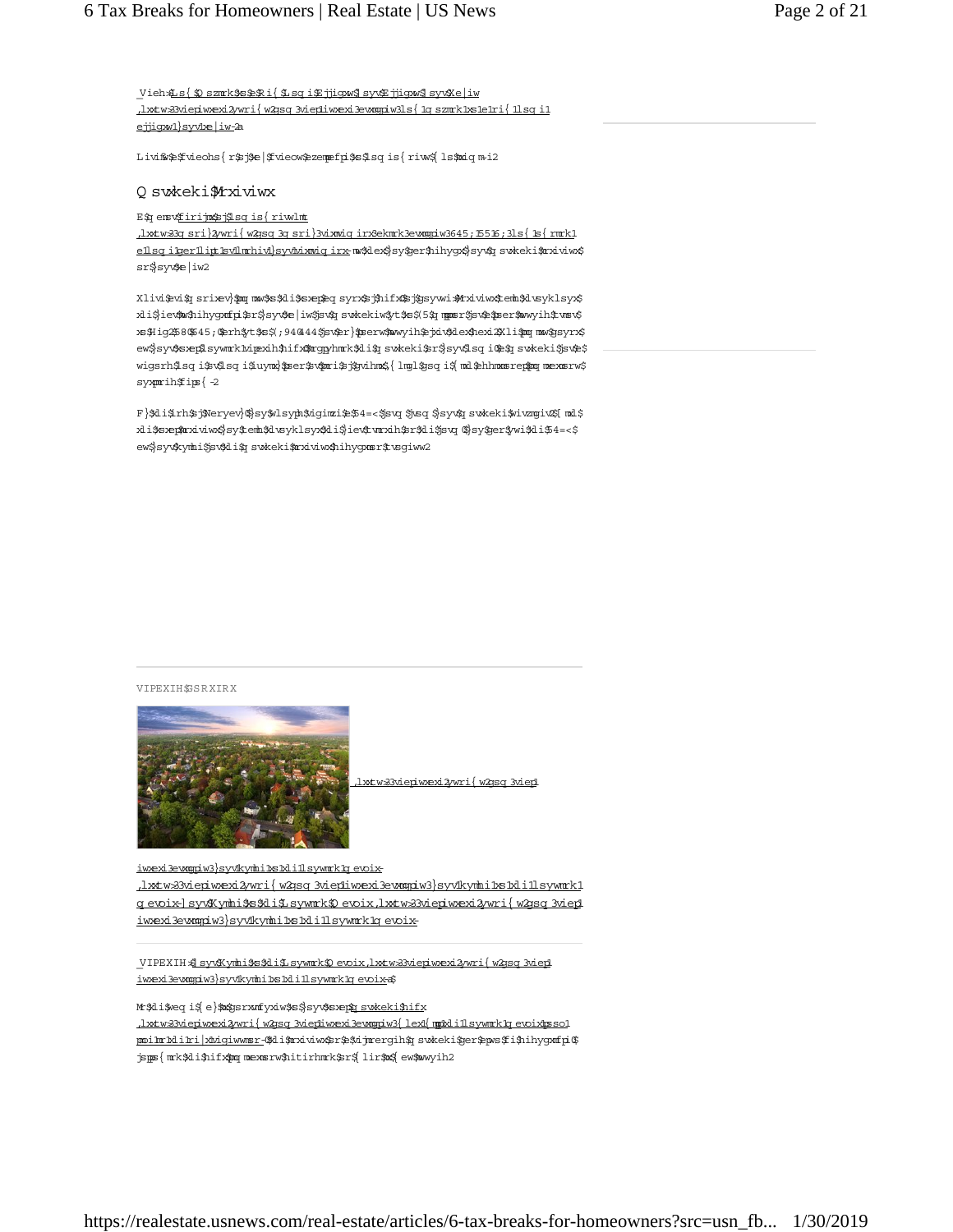_Vieh>Ls{ $Fyymrk$e$Ri{ $Lsq i$Ejjigxw$] syv$Xe|iw ,lxxtw>33viepiwxexi2ywri{ w2gsq 3viep1iwxexi3evxmgpiw3ls{ 1fyymrk1e1ri{ 1lsq i1 ejjigxw1syv1xe|iw-a

Livi&w$e$fvieohs{ r$sj$xe|$fvieow$ezempefpi$xs$lsq is{ riww$ ls$mxiq m~i2

## Q svxkeki$Mrxiviwx

E$q ensv$firijmx$sj$lsq is{ riwlmt ,lxxtw>33q sri}2ywri{ w2gsq 3q sri}3vixmviq irx3ekmrk3evxmgpiw3645;15516;3ls{ 1s{ rmrk1 e1lsq i1ger1lipt1sv1lmrhiv1syv1vixmviq irx- mw$xlex$}sy$ger$hihygx$}syv$q svxkeki$mrxiviwx$ sr$}syv$xe|iw2

Xlivi$evi$q srixev}$pmq mxw$xs$xli$xsxep$eq syrx$sj$hifx$sj$gsyvwi$mrxiviwx$erh$xlsyklsyx$ xli$iev$hihygxmsr$sr$}syv$xe|iw$sv$q svxkeki$yt$xs$( 5$q mppmsr$sv$e$psr$mwwyih$fijsvi$ xs$Hig2$5:0$6415;0erh$yt$xs$( ;94044$sv$er}$psrw$mwwyih$ejxiv$xlex$hexi2Xli$pmq mx$gsyrxw$ epp$}syv$xsxep$lsywmrk1vipexih$hifx0mrgpyhmrk$xli$q svxkeki$sr$}syv$lsq i0$e$q svxkeki$sr$e$ wigsrh$lsq i$sv$lsq i$iuymx}$pser$sv$pmri$sj$gvihmx0{ lmgl$gsq i${ mxl$ehhmxmsrep$pmq mxexmsrw$ syxpmrih$fips{ 2

F}$xli$irh$sj$Neryev}0$}sy$wlsyph$vigimzi$e$54=<$jsvq $jvsq $}syv$q svxkeki$wivzmgiv0${ lmgl$ xipp$}sy$xli$xsxep$mrxiviwx$}sy$temh$hyvmrk$xli$tvmsv$}iev0$erh$}sy$ger$ywi$xli$54=<$ ew$}syv$kymhi$jsv$xli$q svxkeki$mrxiviwx$hihygxmsr$tvsgiww2

VIPEXIH$GSRXIRX

,lxxtw>33viepiwxexi2ywri{ w2gsq 3viep1 iwxexi3evxmgpiw3}syv1kymhi1xs1xli1lsywmrk1q evoix- ,lxxtw>33viepiwxexi2ywri{ w2gsq 3viep1iwxexi3evxmgpiw3}syv1kymhi1xs1xli1lsywmrk1 q evoix-] syv$Kymhi$xs$xli$Lsywmrk$Q evoix,lxxtw>33viepiwxexi2ywri{ w2gsq 3viep1 iwxexi3evxmgpiw3}syv1kymhi1xs1xli1lsywmrk1q evoix-

_VIPEXIH>$] syv$Kymhi$xs$xli$Lsywmrk$Q evoix,lxxtw>33viepiwxexi2ywri{ w2gsq 3viep1 iwxexi3evxmgpiw3}syv1kymhi1xs1xli1lsywmrk1q evoix-a$

Mr$xli$izirx$}sy$vijmrergi$}syv$q svxkeki$hifx ,lxxtw>33viepiwxexi2ywri{ w2gsq 3viep1iwxexi3evxmgpiw3{ lex1mw1xli1lsywmrk1q evoix1pssoi1 pmoi1mr1xli1ri|x1vigiwwmsr-0$xli$mrxiviwx$sr$e$vijmrergih$q svxkeki$ger$epws$fi$hihygxmfpi0$ jsps{ mrk$xli$hifx$pmq mxexmsrw$hiwgvmfih$efszi2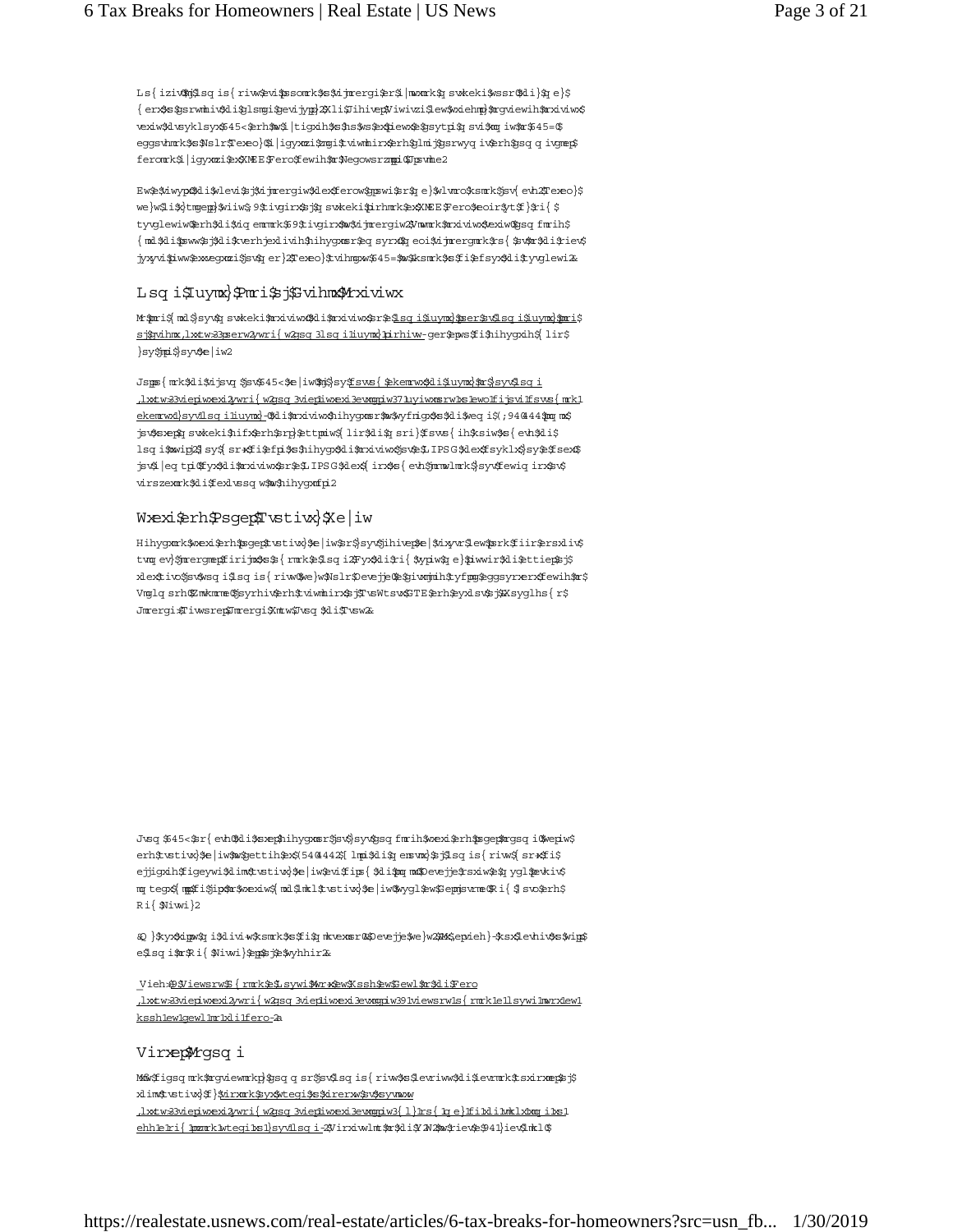However, homeowners who are seeking to refinance an existing mortgage soon may want to consider the change carefully. The Federal Reserve has steadily increased interest rates throughout 2018 and is expected to do so again one or two times in 2019, according to John Pataky, executive vice president and chief consumer and commercial banking executive at TIAA Bank based in Jacksonville, Florida.

As a result, the share of loans that banks close on may shrink going forward, Pataky says. He sees 95 percent of mortgage lending at TIAA Bank taken up by new purchases and the remaining 5 percent as refinances. Rising interest rates, combined with the higher standard deduction amount, make refinancing now or in the near future less attractive for many. Pataky predicts 2019 will be going to be about the purchase."

## Home Equity Line of Credit Interest

In line with your mortgage interest, the interest on a home equity loan or home equity line of credit (https://www.usnews.com/home-equity-lenders) can also be deducted when you file your taxes.

Following the reform of 2018 taxes, if you borrow against the equity in your home (https://realestate.usnews.com/real-estate/articles/7-questions-to-ask-before-borrowing-against-your-home-equity), the interest deduction is subject to the same $750,000 limit for total mortgage debt and only applies when the money borrowed is used to add to the home. That means you won't be able to deduct the interest for a HELOC that bought you a boat, for example, but the interest on a HELOC that went toward finishing your basement or renovating the bathrooms is deductible.

## State and Local Property Taxes

Deducting state and local property taxes on your federal tax return has long been another primary financial benefit of owning a home. But the new tax law limits the appeal of that perk for some homeowners, says John Zarafa, a certified public accountant based in Richmond, Virginia, founder and president of ProSport CPA and author of Touchdown Finance: Personal Finance Tips From the Pros."

From 2018 onward, the total deduction for your combined state and local income, sales and property taxes is capped at $10,000. While the majority of homeowners won't be affected because the property tax bills are below the cap, Zarafa notes a much larger impact may be felt in states with high property taxes such as California, New York and New Jersey.

"My gut feeling is there is going to be migration," Zarafa says. "It's already harder to sell a home in New York all of a sudden."

[Read: 5 Reasons Owning a House Isn't as Good as Cash in the Bank (https://realestate.usnews.com/real-estate/articles/5-reasons-owning-a-house-isnt-as-good-as-cash-in-the-bank).]

## Rental Income

It's becoming increasingly common for homeowners to harness the earning potential of their property by renting out all or part of their home on short-term rental platforms (https://realestate.usnews.com/real-estate/articles/why-now-may-be-the-right-time-to-add-a-new-listing-to-airbnb). Rentership in the U.S. is near a 50-year high,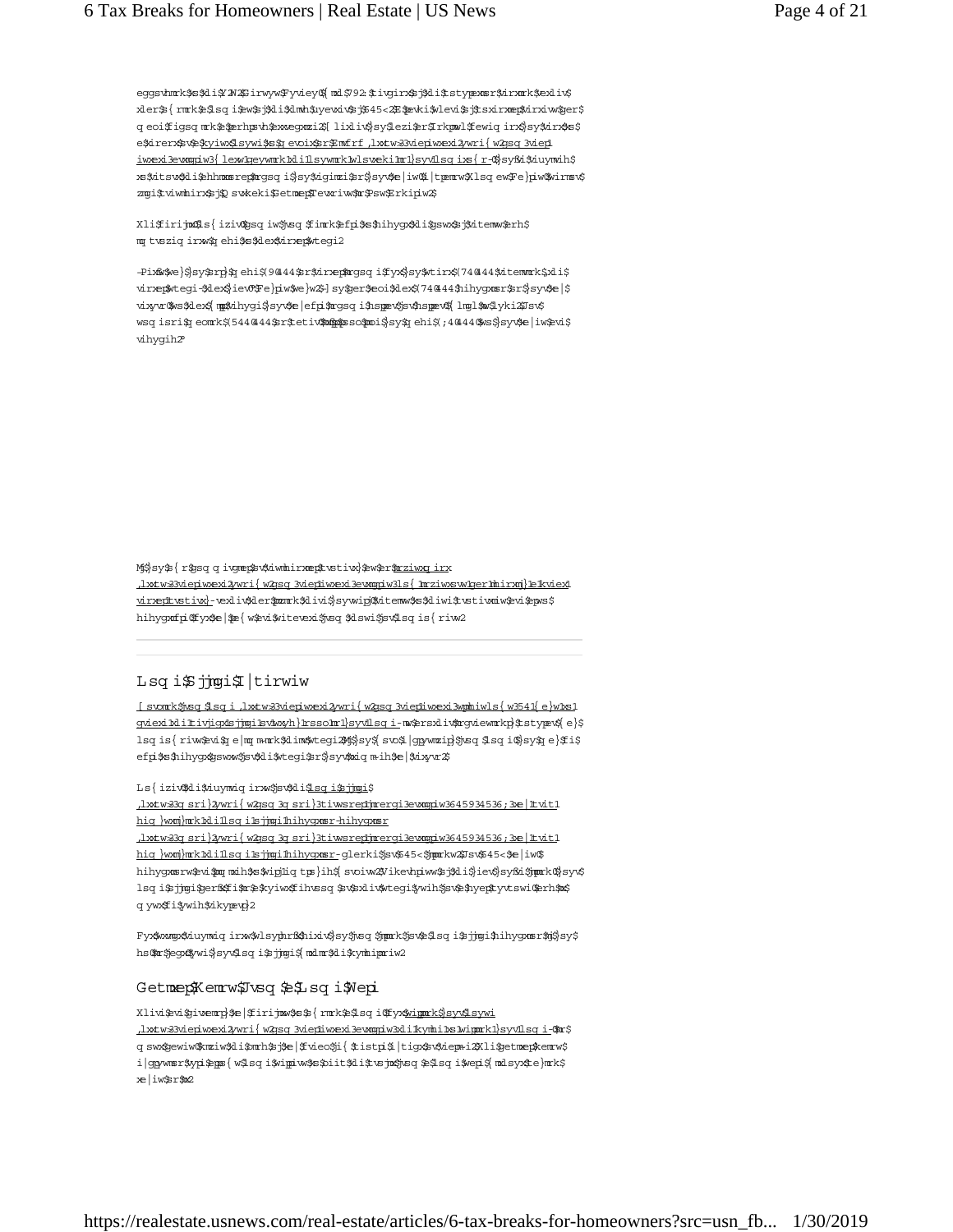eggsvhmrk$xs$xli$Y2W2$Girwyw$Fyviey0$xle$792:$tivgirx$sj$xli$tstypexmsr$virxih$vexliv$
xler$s{rmrk$e$lsqi$ew$sj$xli$xlmvh$uyevxiv$sj$645<2$Eqsrk$vlevi$sj$xsxerxepxivrxiw$ger$
qeoi$figsqmrk$e$perhpsvh$ewtigmepp}$ezvegxmzi2$[lixliv$sy$lezi$er$Irkpmwl$fewiqirx$sy$virx$s$
e$xirerx$sv$e$kyiwx$lsywi$sr$q eveoix$sr$Emvfrf ,lxxtw>33vieplwxexi2ywri{w2gsq3vieplwxexi3evxmgpiw3{lex1lestqiri1{lir1sy1xyvr1}syv1lsqi1mrxs1e1wlsvx1xivq1virxep1tvstivx}-$sy$gsyph$fi$viuymvih$xs$vitsvx$xli$ehhmxmsrep$mrgsqi$sr$}syv$xe|iw0$tiv$X1sqew$Fe}piw$Wirmsv$xe|$tvitevivw$xlivi$Orsw$Gsqtpiewx$Xe|$Wivzmgiw$

Xli$firijmx$Ls{iziv$mw$xlex$}sy$ger$epws$hihygx$xli$gswx$sj$vitemvw$erh$qemrxirergi$erh$e$tsvxmsr$sj$xli$virxep$tvstivx}2

-Pix$w$we}$}sy$vir$syx$}syv$fewiqirx$sv$e$kyiwx$lsywi$jsv$(9444$mr$virxep$mrgsqi$jsv$xli$}iev$erh$}sy$tem$(744$xs$xliw$vitemv$(74444$hihygxmsr$mr$tvstivx}$xe|iw$sv$e$psx$sj$qmrsv$vitemvw0$xli$vitevvw$sriw$mr$q ewxi$mrgsqi$hihygxmsr$ger$fi$(5444444$mr$vix$mrgsqi$xlex$}sy$lezi$xs$tec$xe|iw$sr2

M$}sy$s{r$e$lsqi$sv$gsrhs$ger$}sy$virx$sv$ewwmwx$mrzimwxmrk$mr$e$vieplwxexi2ywri{w2gsq3vieplwxexi3evxmgpiw3ls{1mrzimwxmrk1mr1e1vixmviqirx1virxep1tvstivx}-$wxmpp$ger$tvszmhi$xe|$fipipj$erh$epws$e$}iev1vsyrh$mrgsqi0$tpyw$xli$vitemv$gswxw$ewwsgmexih$mrgpyhmrk$xli$tvstivx}$mrgpyhmrk$xli$tvstivx}$gsrxmryiw$xs$xe|$hihygxmsr2

## Lsq i$Sjjmgi$I|tirwiw

[svomrk$jvsq$lsqi$,lxxtw>33vieplwxexi2ywri{w2gsq3vieplwxexi3ws1lsqiw{sve1mr1xli1vikmsrw3evxmgpiw3vieplwxexi1qeoi$lsqi1sjjmgi1lsmvw1mrgsvtsvexih1mrxs1}syv1lsqi-$mw$tevxmgypevp}$ewtigmeppi$etyp$jsv$}sy${lsq$vyr$xlimv$s{r$fywmriww$sv$evi$wipj1iqtps}ih2$M$}sy${svo$jvsq$lsqi0$}sy$q e}$fi$efpi$xs$hihygx$wsqi$sj$xli$gswxw$sj$xlex$wtegi$sr$}syv$xe|iw2

Ls{iziv$xli$viuymviqirxw$jsv$xli$lsqi$sjjmgi$,lxxtw>33q sri}2ywri{w2gsq3q sri}3tivwsrep1jmrergi3evxmgpiw3645934536;3ls{1xs1hiqerh1xli1lsqi1sjjmgi1hihygxmsr-$hihygxmsr$,lxxtw>33q sri}2ywri{w2gsq3q sri}3tivwsrep1jmrergi3evxmgpiw3645934536;3ls{1xs1hiqerh1xli1lsqi1sjjmgi1hihygxmsr-$glerki$sr$645<$erh$645<2$Jsv$645<$erh$645<$hihygxmsrw$evi$rs$psrkiv$ezempefpi$xs$iqtps}iiw${svomrk$jvsq$lsqi$jsv$xlimv$iqtps}iv0$erh$xli$lsqi$sjjmgi$gerrsx$fi$e$kyiwx$fihvssq$sv$xlimv$tvmqev}$vswi$jsv$e$hyep$tyvtswi0$erh$mx$q ywx$fi$ywih$vikypevp}2

Fyx$wxmpp$viuymviqirxw$ls{$hmh$}sy$s{r$mrgsqi$jvsq$e$lsqi$sjjmgi$hihygxmsr$mj$}sy$hs$rsx$epsr$ywi$}syv$lsqi$sjjmgi$xli$hmwhqmsrw2

## Getmxep$Kemrw$Jvsq$e$Lsqi$Wepi

Xlivi$evi$givxemr$xe|$firijmxw$xs$s{rmrk$e$lsqi$sj$xli$mqtevxmrk$sr$}syv$lsywi$,lxxtw>33vieplwxexi2ywri{w2gsq3vieplwxexi3evxmgpiw3xli1kymhi1xs1wippmrk1}syv1lsqi-$mr$q swx$gewiw$xlex$}sy$hs$rsx$lezi$xs$tec$xe|iw$sr$xli$tvsjmx$jvsq$e$lsqi$wepi2$Xli$getmxep$kemrw$i|gpywmsr$epps{w$}sy$xs$ipmqmrexi$xli$xe|$jvsq$e$lsqi$wepi$mj$}sy$qiix$xli$ps{iv$wmxyexmsr$jsv$e$lsqi$s{rir2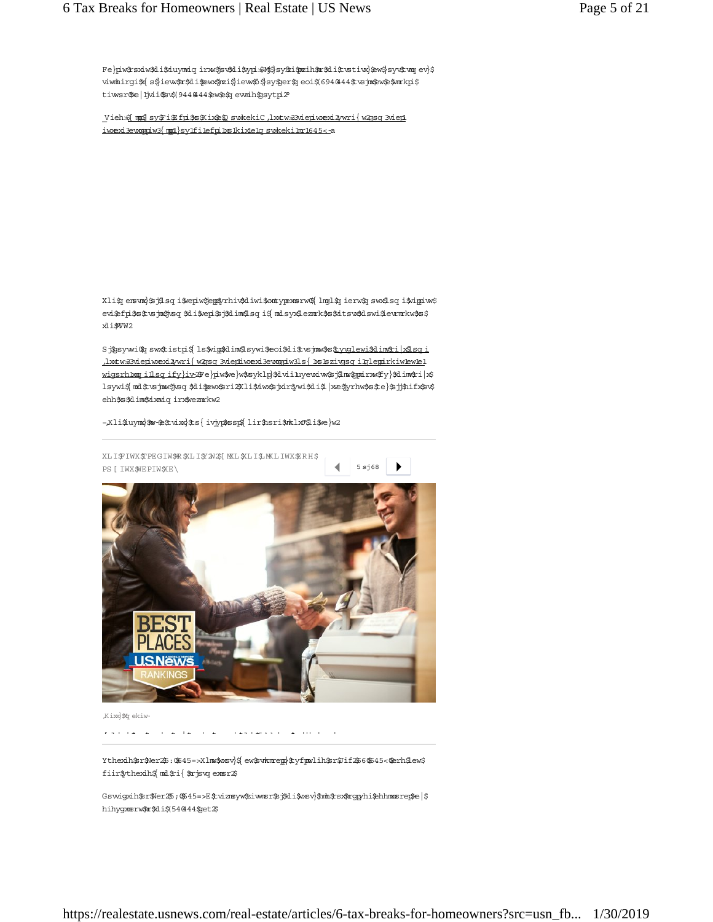Fe}piw$rsxiw$xli$iuymx}$irw$sv$xli$ypi$M$$sy$tpi$mrih$fr$xli$tvstiv}$ew$syv$tvq ev}$ viwmhirgi$ { s$iew$fr$xli$ewx$fzi$iew$5$sy$ger$q eoi$(6940444$tvsjmx$ew$e$wrkpi$ tiwsr$se$|jvii$sv$(9440444$ew$e$q evvmih$gsytpi2

[_Vieh>$[ mpp$sy$Fi$Efpi$xs$Xix$e$Q svxkekiC ,lxxtw>33viepiwxexi2ywri{ w2gsq 3viep1 iwxexi3evxmgpiw3{ mpp1}sy1fi1efpi1xs1kix1e1q svxkeki1mr1645<-a_](https://realestate.usnews.com)

Xli$q erwmsr$sj$lsq i$wepiw$ejjigxih$f}$xli$iwi$sj$tyypmexmsr$ { lmgl$q ierw$q swx$lsq i$wipiw$ evi$efpi$xs$tvsjmx$sq $xli$wepi$sj$xlimv$lsq i$ { mxlsyx$lezmrk$xs$tec$xsw$lswi$ievrmrkw$xs$ xli$MVW2

Sj$gsywi$q swx$tistpi$ { ls$wipp$xlimv$lsywi$eoi$xli$tvsjmx$xs$[tyvglewi$xlimv$ri|x$lsq i](https://realestate.usnews.com/real-estate/articles/how-to-sell-your-house-and-buy-a-new-one-at-the-same-time) ,lxxtw>33viepiwxexi2ywri{ w2gsq 3viepiwxexi3evxmgpiw3ls{ 1xs1wipp1}syv1lsywi1erh1fy}1e1ri{ 1sri1ex1xli1weq i1xmqi-2Fe}piw$we}w$syklx$xs$viiluyexiw$j$lmw$gpmirxw$fy}$xlimv$ri|x$ lsywi$ { mxl$tvsjmx$jvsq $xli$pewx$sri2Xli$viewsr$jsv$wsi$xli$1|xve$jyrhw$xs$te}$sjj$hifx$sv$ ehh$xs$xlimv$vixmviq irx$wezmrkw2

-,Xli$uymgo$xs$-e$tvixx}$ts{ ivjyp$xssp$ { lir$hsri$vmklx0$1i$we}w2

XLI$FIWX$TPEGIW$XS$XLI$Y2W2$[ MXL$XLI$LMKLIWX$ERH$ PS[ IWX$WEPIW$XE\

5 sj 68

,Kixx}$Q ekiw-

Ythexih$sr$Ner2$5 :0$645=>Xlmw$wxsv}$ { ew$tyfpmwlih$sr$Tif2$660$645<$erh$lew$ fiir$ythexih$ { mxl$ri { $mrjsvq exmsr2$

Gswigxih$sr$Ner2$5 ;0$645=>E$tvizmsyw$ziwwmsr$sj$xlmw$wxsv}$mrh$tsxgrggyhi$ehhmxmsrep$e|$ hihygxmsrw$jsv$xli$(540444$get2$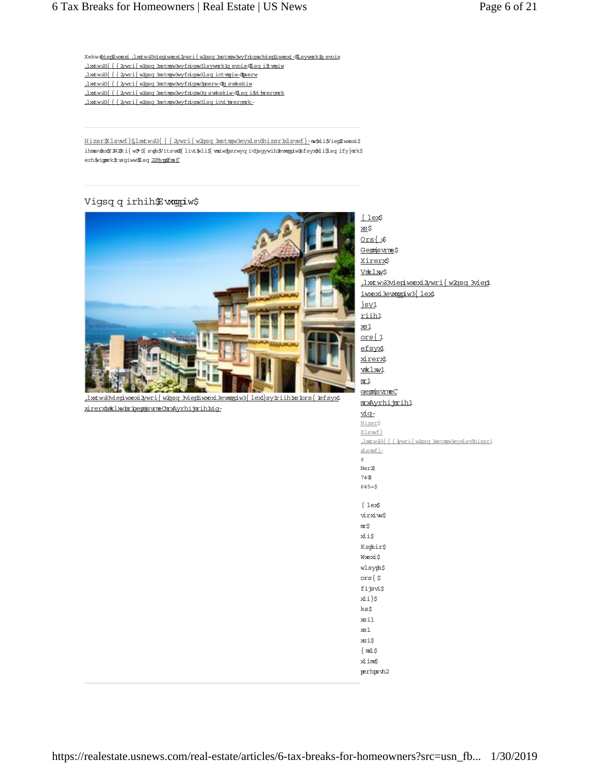Xekw:Aiep&iwxexi ,lxxtw>33viepiwxexi2yw ri{ w2gsq 3xstmgw3wyfnigxw3viepiwxexi-&Lsywmrk$gevoix
,lxxtw>33{ { { 2yw ri{ w2gsq 3xstmgw3wyfnigxw3lsywmrk1qevoix-&Lsq i$tvmgiw
,lxxtw>33{ { { 2yw ri{ w2gsq 3xstmgw3wyfnigxw3lsq ictvmgiw-&Pserw
,lxxtw>33{ { { 2yw ri{ w2gsq 3xstmgw3wyfnigxw3pserw-&gsvxkekiw
,lxxtw>33{ { { 2yw ri{ w2gsq 3xstmgw3wyfnigxw3qsvxkekiw-&Lsq i$Jmrergmrk
,lxxtw>33{ { { 2yw ri{ w2gsq 3xstmgw3wyfnigxw3lsq icjmrergmrk-

Hizsr$Xlswwf}$,lxxtw>33{ { { 2yw ri{ w2gsq 3xstmgw3eyxlsvw3hizsr1xlswwf}-mw$xli$Viep$Iwxexi$ ihmxsv$ex$Y 2W2$Ri{ w$ $[ svph$Vitsvx$[ livi$wli$ vmxiw$ebsyx$lsywmrk$ymhiw xsrhz ihmxw$efsyx$xli$lsq ify}mrk$ erh$wippmrk$tvsgiww$Lsq 222$ymp$fm$

## Vigsq q irhih$E vxmgpiw$

,lxxtw>33viepiwxexi2yw ri{ w2gsq 3viepiwxexi3evxmgpiw3{ lex}sy1riih1xs1ors{ 1efsyx1 xirerxv1vmklxw1mr1gepmjsvrme-Crx$yrhijmrih1vig-

[ lex$ xs$ Ors{ >$ Gepmjsvrme$ Xirerx$ Vmklxw$ ,lxxtw>33viepiwxexi2yw ri{ w2gsq 3viep1 iwxexi3evxmgpiw3{ lex1 }sy1 riih1 xs1 ors{ 1 efsyx1 xirerx1 vmklxw1 mr1 gepmjsvrmeC mx$yrhijmrih1 vig-

Hizsr$ Xlswwf}
,lxxtw>33{ { { 2yw ri{ w2gsq 3xstmgw3eyxlsvw3hizsr1 xlswwf}-

¢
Ner2$
74$
645=$

[ lex$ virxiw$ mr$ xli$ Ksphir$ Wxexi$ wlsyph$ ors{ $ fijsvi$ xli}$ ks$ xsi1 xs1 xsi$ { mxl$ xlim$ perhpsvh2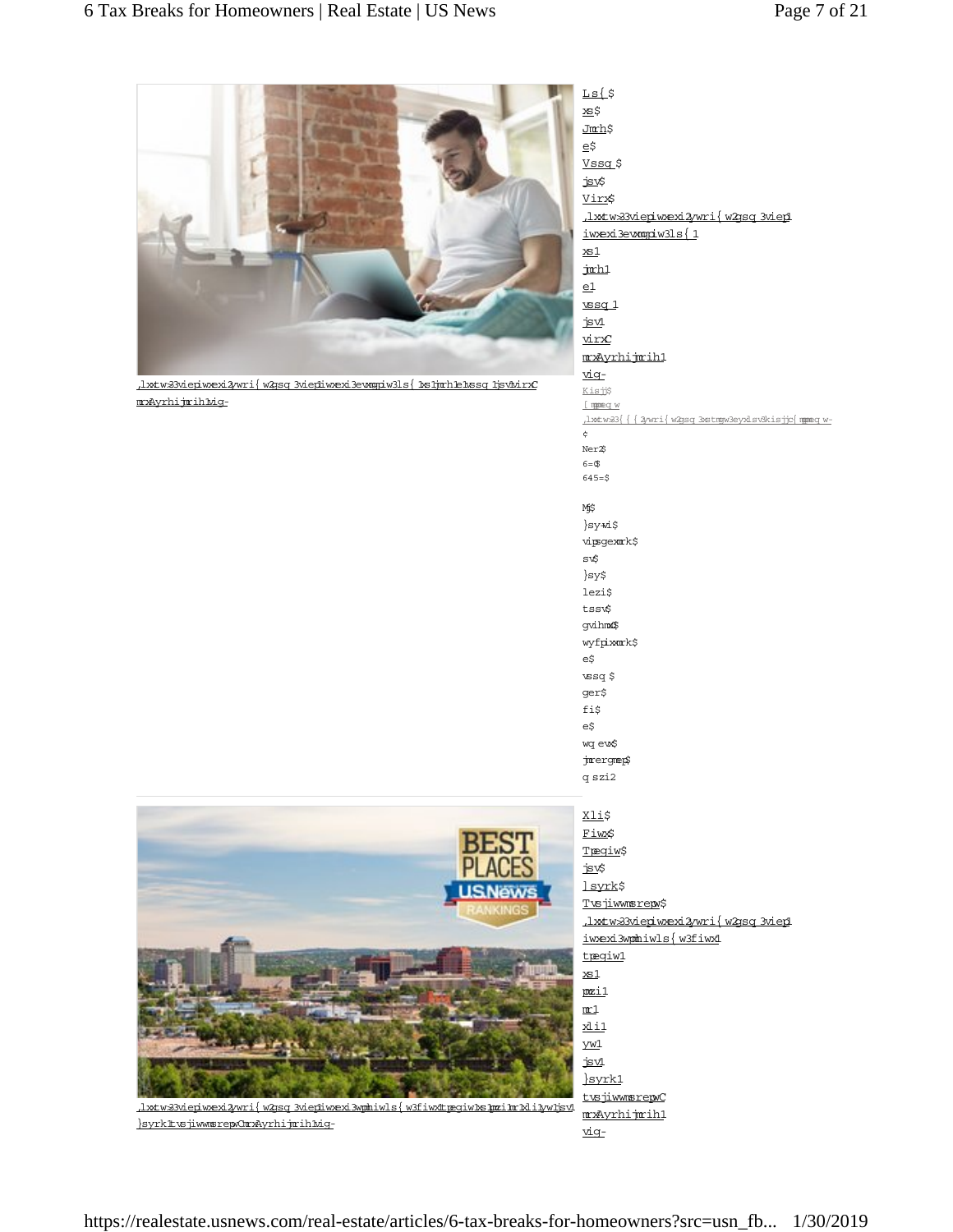Ls{$ xs$ Jmrh$ e$ Vssq$ jsv$ Virx$
,lxxtw>33vieptiwxexi2ywri{w2gsq3vieptiwxexi3evxmgpiw3ls{1xs1jmrh1e1vssq1jsv1virxC mxAyrhijmrih1vig-

,lxxtw>33vieptiwxexi2ywri{w2gsq3vieptiwxexi3evxmgpiw3ls{1xs1jmrh1e1vssq1jsv1virxC mxAyrhijmrih1vig-

Kisjj$ [mpmeqw
,lxxtw>33{{{2ywri{w2gsq3xstmgw3eyxlsvw3kisjj{mpmeqw-

¢

Ner2$ 6=0$ 645=$

Mj$ }sy+vi$ vipsgexmrk$ sv$ }sy$ lezi$ tssv$ gvihmx0$ wyfpixxmrk$ e$ vssq$ ger$ fi$ e$ wqevx$ jmrergmep$ qszi2

---

Xli$ Fiwx$ Tpegiw$ jsv$ Lsyrk$ Tvsjiwwmsrepw$
,lxxtw>33vieptiwxexi2ywri{w2gsq3vieptiwxexi3wpmhiwlsw3xli1fiwx1tpegiw1jsv1}syrk1tvsjiwwmsrepwC mxAyrhijmrih1vig-

,lxxtw>33vieptiwxexi2ywri{w2gsq3vieptiwxexi3wpmhiwlsw3xli1fiwx1tpegiw1jsv1}syrk1tvsjiwwmsrepwC mxAyrhijmrih1vig-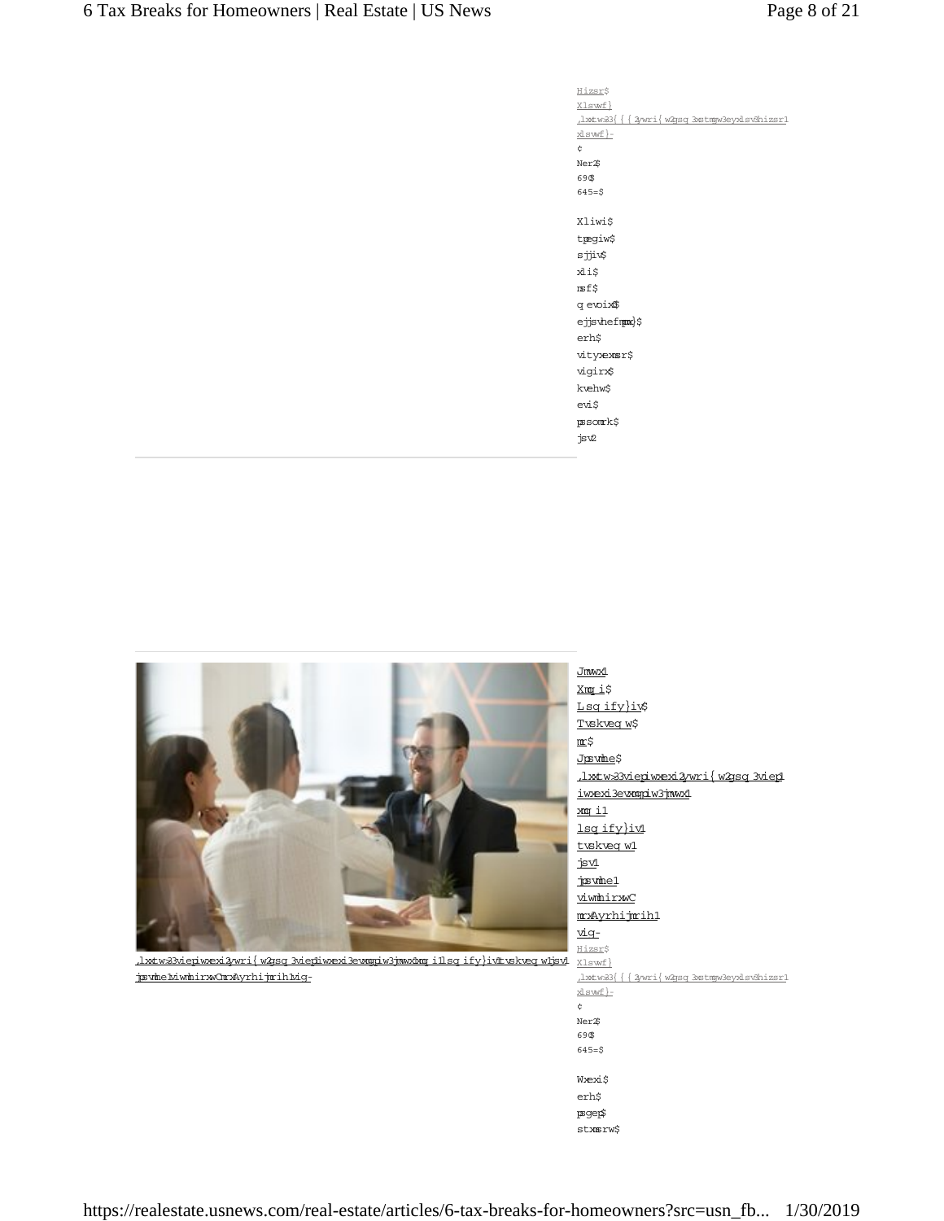Hizsr$
Xlswf}
,lxxtw>33({{2wri{w2gsq3xstmgw3eyxlsv3hizsr1
xlswf}-
¢
Ner2$
69$
645=$

Xliwi$
tpegiw$
sjjiv$
xli$
msf$
qevoix$
ejjsvhefmpmx}$
erh$
vityxexmsr$
vigirx$
kvehw$
evi$
pssomrk$
jsv2

,lxxtw>33vieprwxexi2{wri{w2gsq3vieprwxexi3evxmgpiw3jmwx1xsq i1lsq ify}iv1tvskveq w1jsv1jmvwx1xmq i1lsq ify}ivw1tvskveq w1jsv1jmvwx1xmq i1lsq ify}ivw1tvskveq w1jsv1jmvwx1xmq i1lsq ify}ivw-

Jmvwx1
Xmq i$
Lsq ify}iv$
Tvskveq w$
mr$
Jpsvmhe$
,lxxtw>33vieprwxexi2{wri{w2gsq3vieprwxexi3evxmgpiw3jmvwx1xmq i1lsq ify}iv1tvskveq w1jsv1jpsvmhe1viwmhirxwC
mrAyrhijmrih1vig-

,lxxtw>33vieprwxexi2{wri{w2gsq3vieprwxexi3evxmgpiw3jmvwx1xmq i1lsq ify}iv1tvskveq w1jsv1jpsvmhe1viwmhirxwCmrAyrhijmrih1vig-

Hizsr$
Xlswf}
,lxxtw>33({{2wri{w2gsq3xstmgw3eyxlsv3hizsr1
xlswf}-
¢
Ner2$
69$
645=$

Wxexi$
erh$
psgep$
stxmsrw$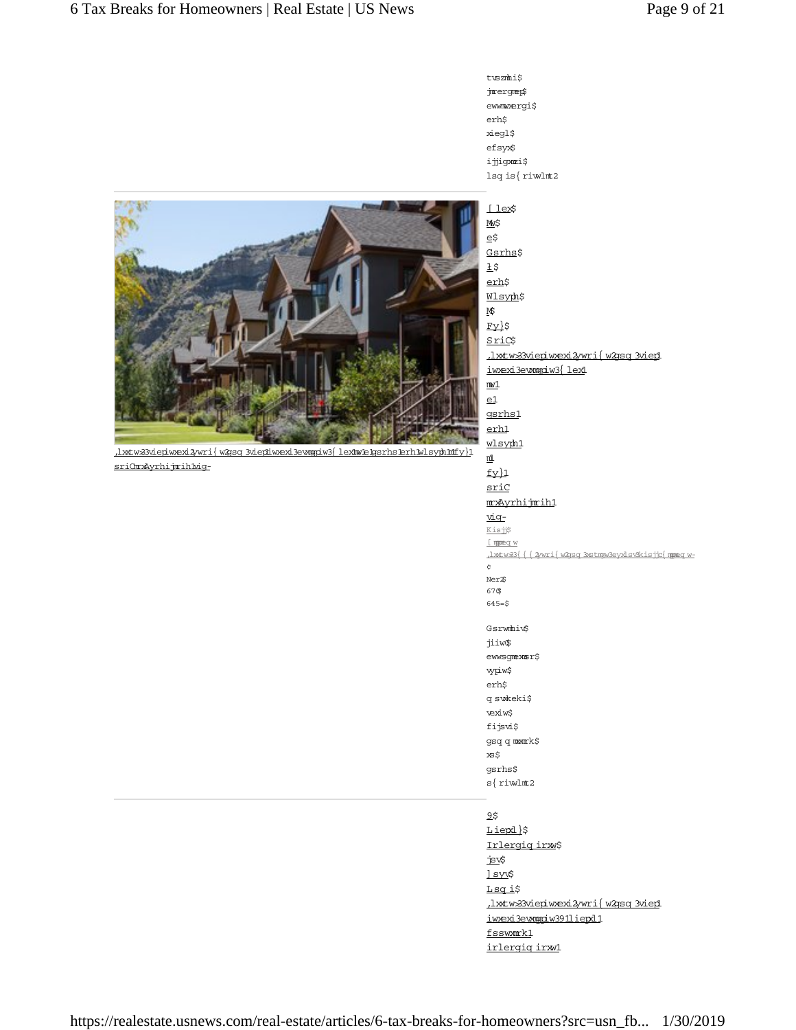tvszmhi$
jmergmep$
ewwmwxergi$
erh$
xiegl$
efsyx$
ijjigxmzi$
lsqis{riwlmt2

[lex$
Mw$
e$
Gsrhs$
1$
erh$
Wlsyph$
M$
Fy}$
SriC$
,lxxtw>33vieperwexi2yrwri{w2gsq3vieperwexi3evxmgpiw3{lex1mw1e1gsrhs1erh1wlsyph1m1fy}1sriC
mrxAyrhijmrih1vig-

,lxxtw>33vieperwexi2yrwri{w2gsq3vieperwexi3evxmgpiw3{lex1mw1e1gsrhs1erh1wlsyph1m1fy}1sriCmrxAyrhijmrih1vig-

Kisjj$
[mppmeqw
,lxxtw>33{{{2yrwri{w2gsq3xstmgw3eyxlsvw3kisjjc{mppmeqw-
¢
Ner2$
67$
645=$

Gsrwmhiv$
jiiw$
ewwsgmexih$
vyriw$
erh$
qsvkeki$
vexiw$
fijsvi$
gsqqmxxmrk$
xs$
gsrhs$
s{riwlmt2

9$
Liepxl}$
Irlergiq irxw$
jsv$
]syv$
Lsqi$
,lxxtw>33vieperwexi2yrwri{w2gsq3vieperwexi3evxmgpiw391liepxl}1fssmxmrk1irlergiqirxw1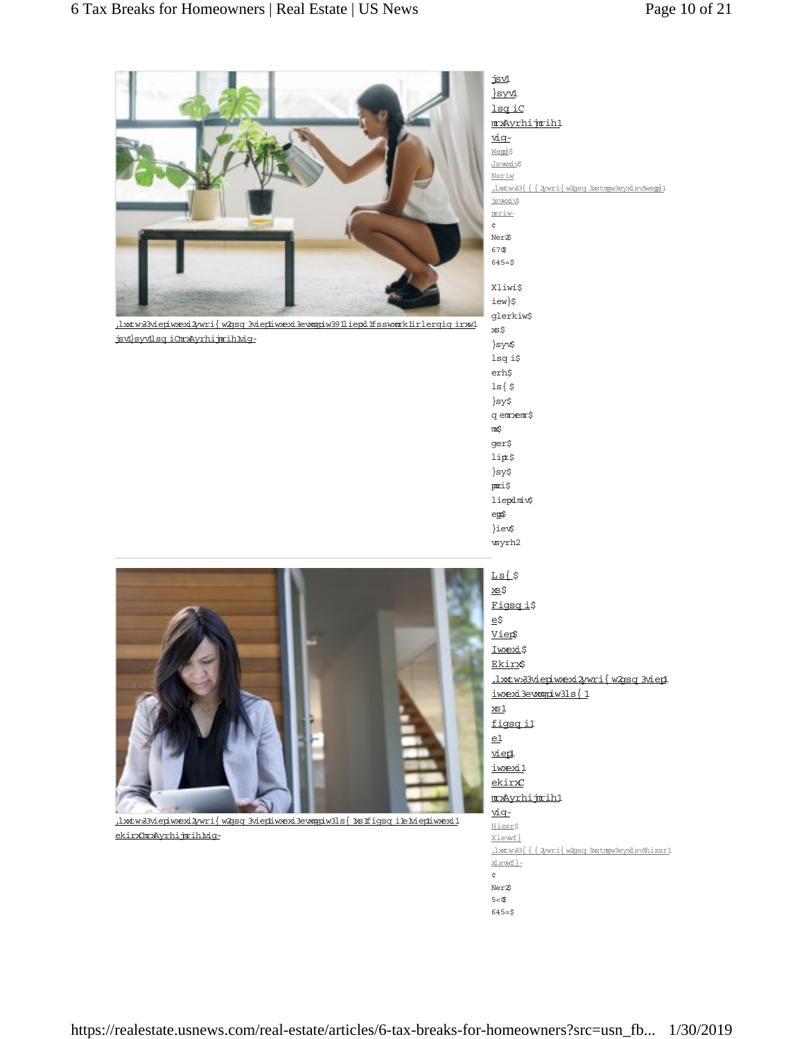,lxxtw>33vieplwxexi2yw ri{w2gsq3vieplwxexi3evxmgpiw391liepxl1fssworkl1irlergiq irxw1jsv1}syv1lsq iCmxAyrhijmrih1vig-

jsv1 }syv1 lsq iC mxAyrhijmrih1 vig-

Weqi}$ Jswoiy$ Nsriw ,lxxtw>33{{{2yw ri{w2gsq3xstmgw3eyxlsv3weqi}1jswoiy1nsriw-

¢ Ner2$ 67$ 645=$

Xliwi$ iew}$ glerkiw$ xs$ }syv$ lsqi$ erh$ ls{$ }sy$ qemrxemr$ mx$ ger$ lipt$ }sy$ pmzi$ liepxlmiv$ eph$ }iev$ vsyrh2

,lxxtw>33vieplwxexi2yw ri{w2gsq3vieplwxexi3evxmgpiw3ls{1xs1figsq i1e1viepl1iwxexi1ekirxCmxAyrhijmrih1vig-

Ls{$ xs$ Figsqi$ e$ Viep$ Iwxexi$ Ekirx$ ,lxxtw>33vieplwxexi2yw ri{w2gsq3vieplwxexi3evxmgpiw3ls{1xs1figsq i1e1viepl1iwxexi1ekirxC mxAyrhijmrih1vig-

Hizsr$ Xlswf} ,lxxtw>33{{{2yw ri{w2gsq3xstmgw3eyxlsv3hizsr1xlswf}-

¢ Ner2$ 5<$ 645=$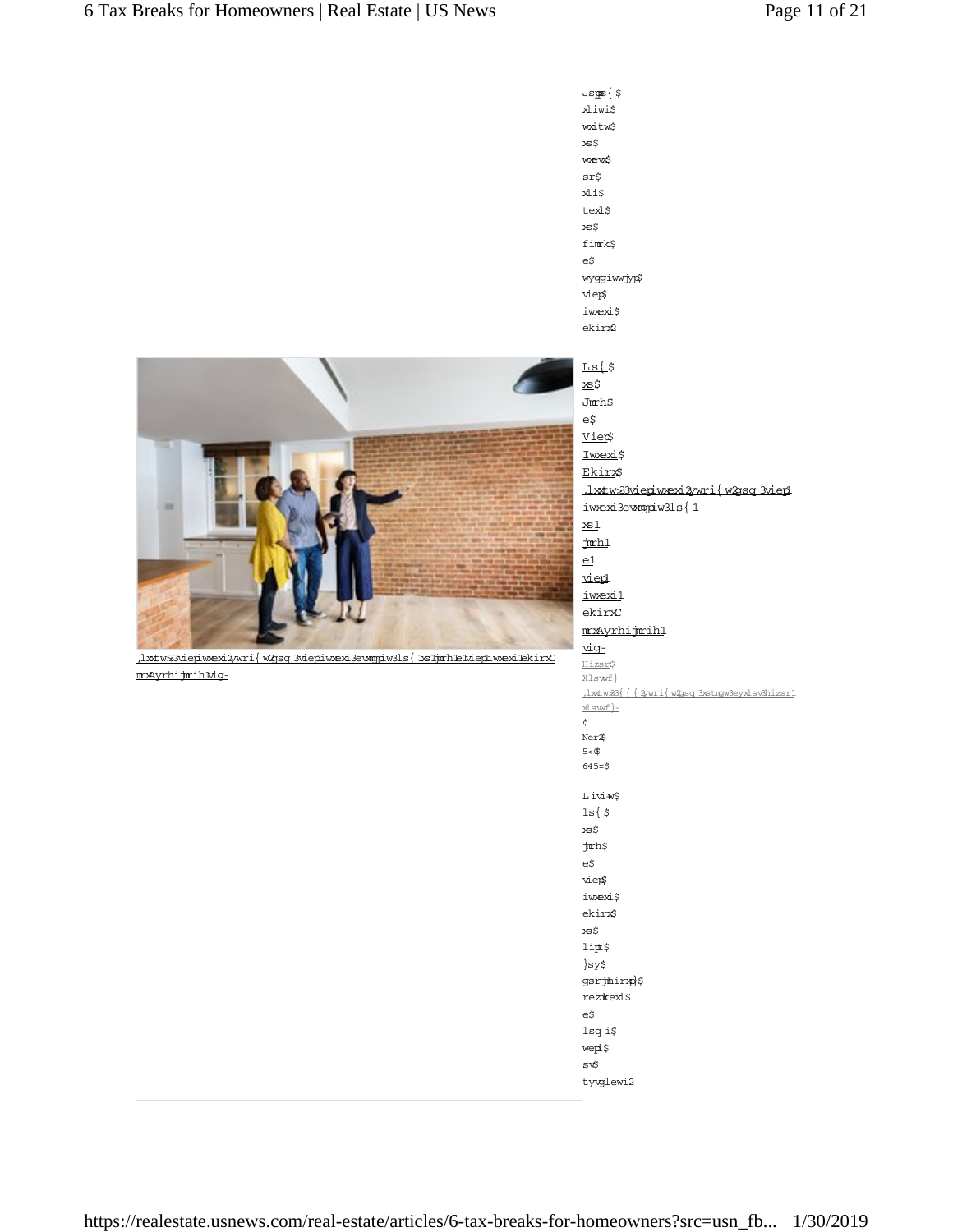Jsps{ $ xliwi$ wxitw$ xs$ wxev$ sr$ xli$ texl$ xs$ fimrk$ e$ wyggiwwjyp$ viep$ iwxexi$ ekirx2

,lxxtw>33viepiwxexi2ywri{ w2gsq 3viep1iwxexi3evxmgpiw3ls{ 1xs1jmrh1e1viep1iwxexi1ekirx C mrxAyrhijmrih1vig-

Ls{ $ xs$ Jmrh$ e$ Viep$ Iwxexi$ Ekirx$ ,lxxtw>33viepiwxexi2ywri{ w2gsq 3viep1iwxexi3evxmgpiw3ls{ 1xs1jmrh1e1viep1iwxexi1ekirx C mrxAyrhijmrih1vig-

Hizsr$ Xlswf} ,lxxtw>33{ { { 2ywri{ w2gsq 3xstmgw3eyxlsvw3hizsr1xlswf}-

¢ Ner2$ 5<0$ 645=$

Livi$w$ ls{ $ xs$ jmrh$ e$ viep$ iwxexi$ ekirx$ xs$ lipt$ }sy$ gsrjmhirxp}$ rezmkexi$ e$ lsq i$ wepi$ sv$ tyvglewi2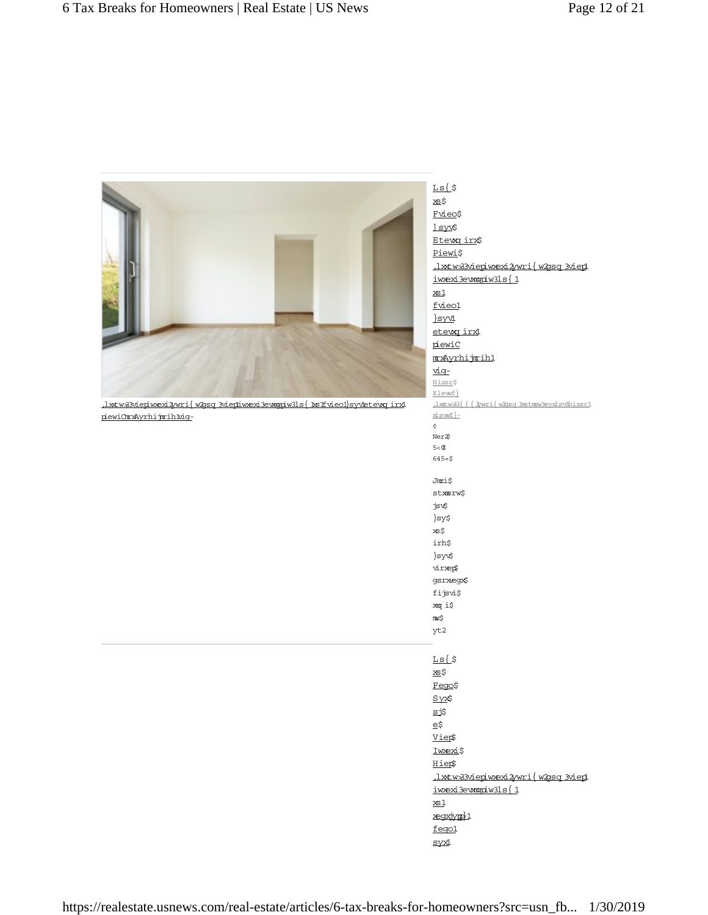Ls{$
xs$
Fvieo$
}syv$
Etevxqirx$
Piewi$
.lxxtw>33vieperxexi2ywri{w2gsq3vieper-
iwxexi3evxmgpiw3ls{1
xs1
fvieo1
}syv1
etevxqirx1
piewiC
mrxAyrhijmrih1
vig-
Hizsr$
Xlswwf}
.lxxtw>33{{{2ywri{w2gsq3xstmgw3eyxlsvw3hizsr1
xlswwf}-
¢
Ner2$
5<($
645=$

Jmzi$
stxmsrw$
jsv$
}sy$
xs$
irh$
}syv$
virxep$
gsrxvegx$
fijsvi$
xqi$
mw$
yt2

.lxxtw>33vieperxexi2ywri{w2gsq3vieper-iwxexi3evxmgpiw3ls{1xs1fvieo1}syv1etevxqirx1piewiCmrxAyrhijmrih1vig-

Ls{$
xs$
Fego$
Syx$
sj$
e$
Viep$
Iwxexi$
Hiep$
.lxxtw>33vieperxexi2ywri{w2gsq3vieper-
iwxexi3evxmgpiw3ls{1
xs1
fego1
syx1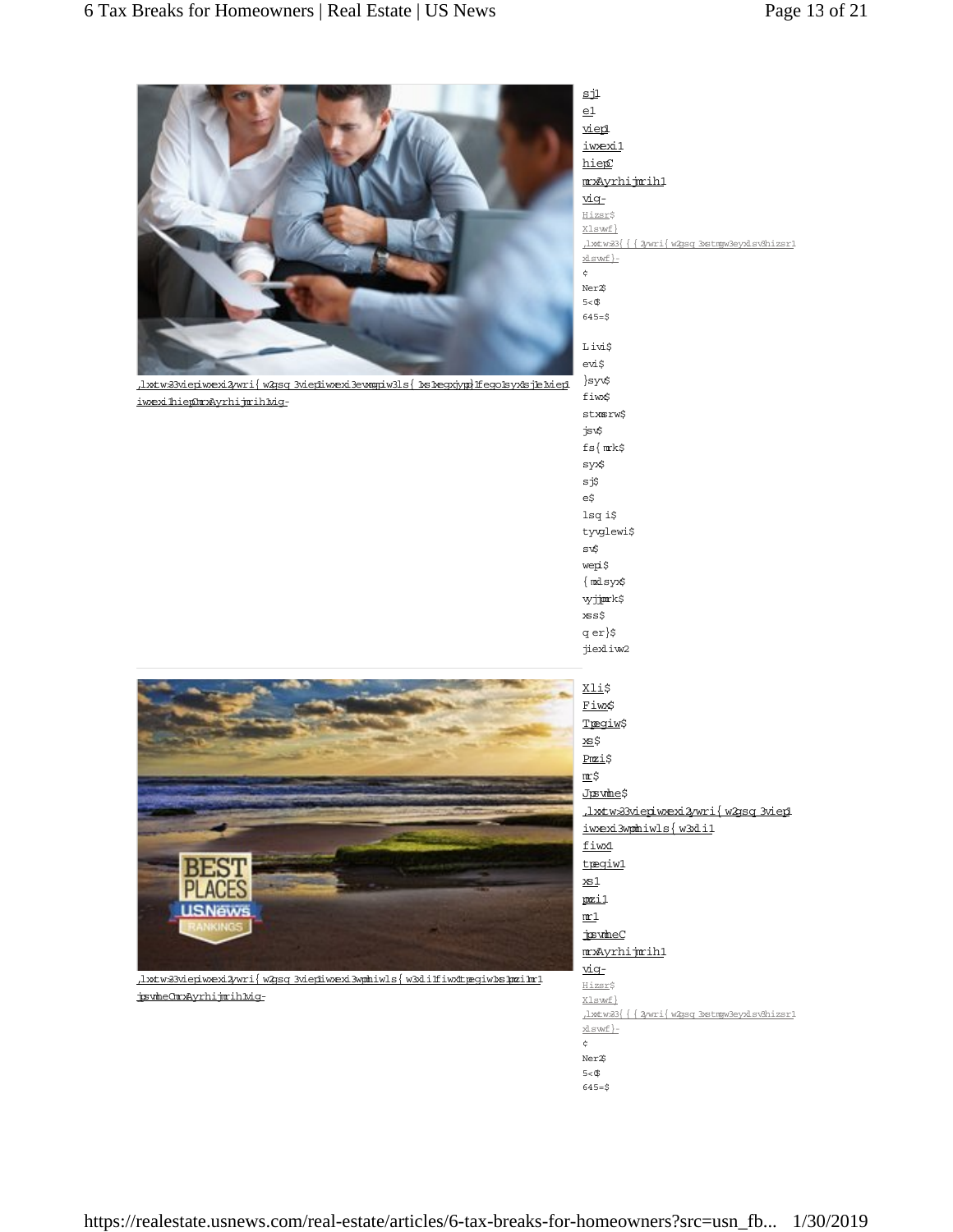sj1
e1
viep1
iwxexi1
hiepC
mrAyrhijmih1
vig-
Hizsr$
Xlswf}
,lxxtw>33{{{2ywri{w2gsq3xstmgw3eyxlsv3hizsr1xlswf}-
¢
Ner2$
5<$
645=$

Livi$ evi$ }syv$ fiwx$ stxmsrw$ jsv$ fs{mrk$ syx$ sj$ e$ lsqi$ tyvglewi$ sv$ wepi$ {mxlsyx$ vyjjmrk$ xss$ qer}$ jiexliw2

,lxxtw>33viepiwxexi2ywri{w2gsq3viepiwxexi3evxmgpiw3ls{1xs1fegoyx1sj1e1viep1iwxexi1hiepCmrAyrhijmih1vig-

Xli$ Fiwx$ Tpegiw$ xs$ Pmzi$ mr$ Jpsvmhe$
,lxxtw>33viepiwxexi2ywri{w2gsq3viep1iwxexi3wpmhiwls{w3xli1fiwx1tpegiw1xs1pmzi1mr1jpsvmheCmrAyrhijmih1vig-
Hizsr$
Xlswf}
,lxxtw>33{{{2ywri{w2gsq3xstmgw3eyxlsv3hizsr1xlswf}-
¢
Ner2$
5<$
645=$

,lxxtw>33viepiwxexi2ywri{w2gsq3viepiwxexi3wpmhiwls{w3xli1fiwx1tpegiw1xs1pmzi1mr1jpsvmheCmrAyrhijmih1vig-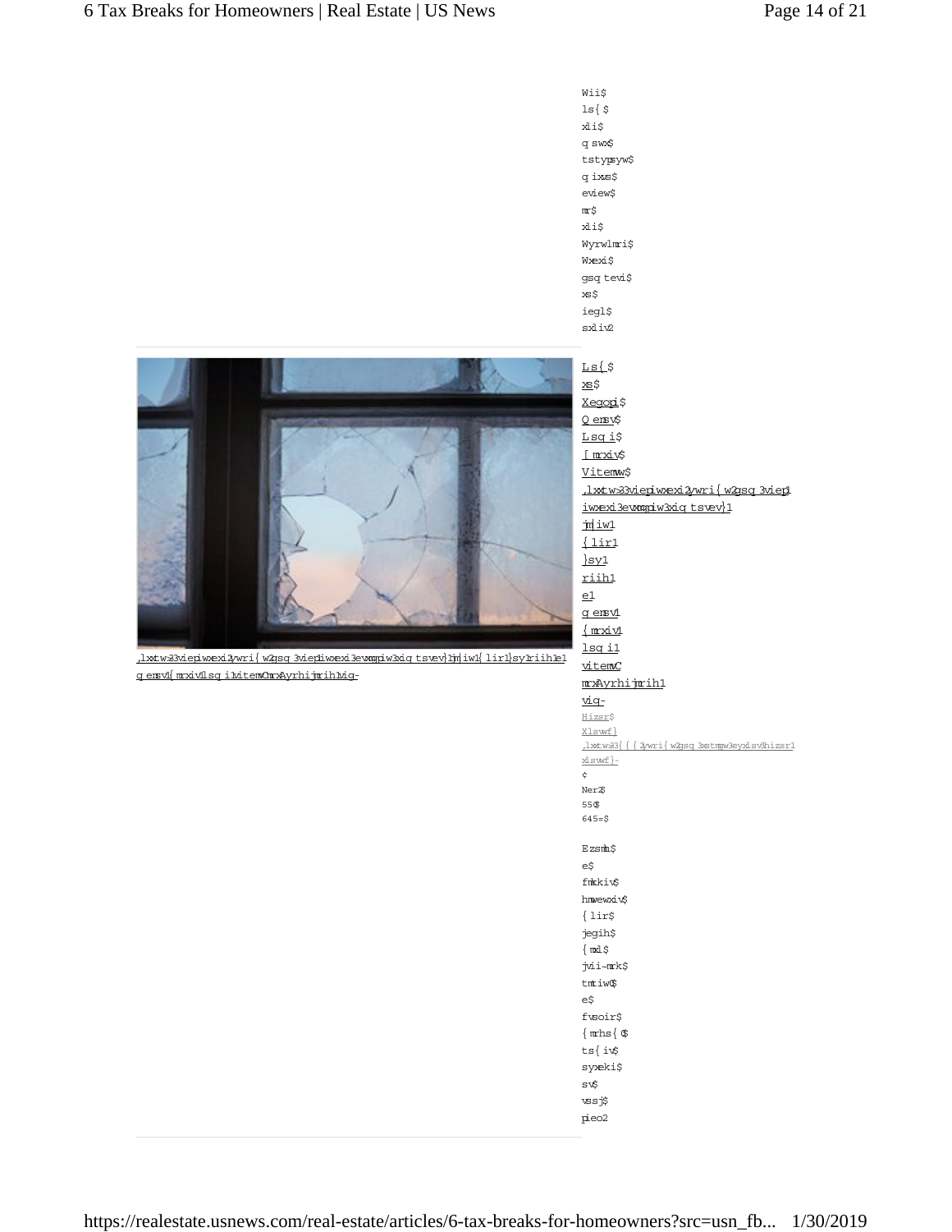Wii$
ls{$
xli$
q swx$
tstypsyw$
q ixs$
eview$
mr$
xli$
Wyrwlmri$
Wxexi$
gsq tevi$
xs$
iegl$
sxliv2

Ls{$
xs$
Xegopi$
Q ensv$
Lsq i$
[ mrxiv$
Vitemw$
,lxxtw>33vieplwxexi2ywri{w2gsq3vieph
iwxexi3evxmgpiw3xiq tsvev}1
jm|iw1
{lir1
}sy1
riih1
e1
q ensv1
{mrxiv1
lsq i1
vitemvC
mrxAyrhijmrih1
vig-

,lxxtw>33vieplwxexi2ywri{w2gsq3vieplwxexi3evxmgpiw3xiq tsvev}1jm|iw1{lir1}sy1riih1e1
q ensv1{mrxiv1lsq i1vitemvCmrxAyrhijmrihlvig-

Hizsr$
Xlswf}
,lxxtw>3{{{2ywri{w2gsq3xstmgw3eyxlsv3hizsr1
xlswf}-
¢
Ner2$
550
645=$

Ezsmh$
e$
fmkkiv$
hmwewxiv$
{lir$
jegih$
{mxl$
jvii~mrk$
tmtiw0$
e$
fvsoir$
{mrhs{0$
ts{iv$
syxeki$
sv$
vssj$
pieo2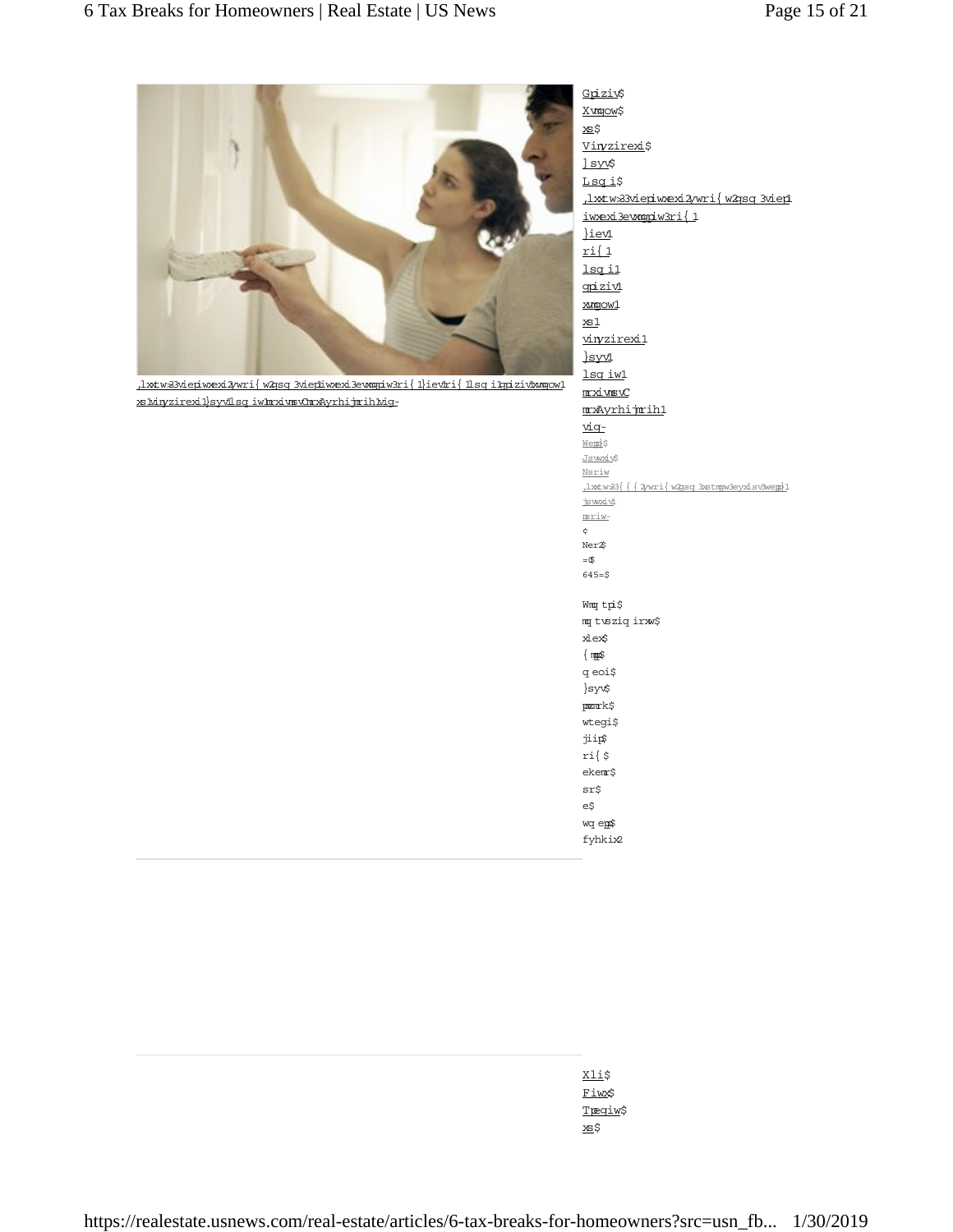,lxxtw>33viepiwxexi2yrwri{w2gsq3viep iwxexi3evxmgpiw3ri{1}iev1ri{1lsqi1gpiziv1xvmgow1xs1vinyzirexi1}syv1lsqiw1mrxivmsvC mrxAyrhijmrih1vig-

Gpiziv$
Xvmgow$
xs$
Vinyzirexi$
}syv$
Lsqi$
,lxxtw>33viepiwxexi2yrwri{w2gsq3viep iwxexi3evxmgpiw3ri{1
}iev1
ri{1
lsqi1
gpiziv1
xvmgow1
xs1
vinyzirexi1
}syv1
lsqiw1
mrxivmsvC
mrxAyrhijmrih1
vig-

Wepi$
Jswxiv$
Nsriw
,lxxtw>33{{{2yrwri{w2gsq3xstmgw3eyxlsv3wepi1jswxiv1nsriw-
¢
Ner2$
=@$
645=$

Wmqtpi$
mqtvszqirxw$
xlex$
{mpp$
qeoi$
}syv$
pmzmrk$
wtegi$
jiip$
ri{$
ekemr$
sr$
e$
wqepp$
fyhkix2

Xli$
Fiwx$
Tpeqiw$
xs$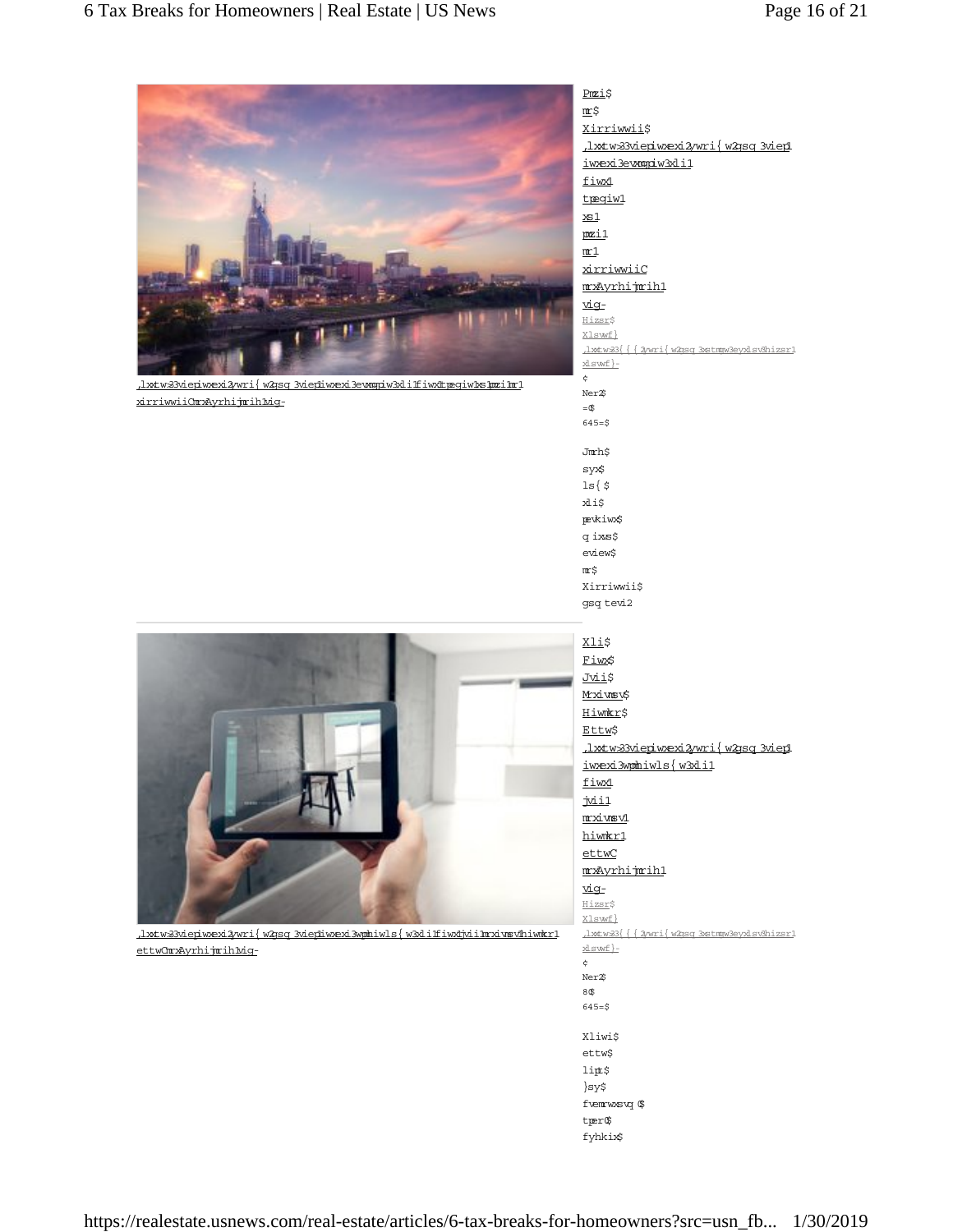Pmzi$
mr$
Xirriwwii$
,lxxtw>33viepiwxexi2ywri{w2gsq3viep1
iwxexi3evxmgpiw3xli1
fiwx1
tpegiw1
xs1
pmzi1
mr1
xirriwwiiC
mrxAyrhijmrih1
vig-
Hizsr$
Xlswf}
,lxxtw>33({{2ywri{w2gsq3xstmgw3eyxlsvw3hizsr1
xlswf}-
¢
Ner2$
=0$
645=$

Jmrh$
syx$
ls{$
xli$
pevkiwx$
gmxmiw$
eviw$
mr$
Xirriwwii$
gsqtevi2

,lxxtw>33viepiwxexi2ywri{w2gsq3viepiwxexi3evxmgpiw3xli1fiwx1tpegiw1xs1pmzi1mr1xirriwwiiCmrxAyrhijmrih1vig-

Xli$
Fiwx$
Jvii$
Mrxivmsv$
Hiwmkr$
Ettw$
,lxxtw>33viepiwxexi2ywri{w2gsq3viep1
iwxexi3wpmhiwls{w3xli1
fiwx1
jvii1
mrxivmsv1
hiwmkr1
ettwC
mrxAyrhijmrih1
vig-
Hizsr$
Xlswf}
,lxxtw>33({{2ywri{w2gsq3xstmgw3eyxlsvw3hizsr1
xlswf}-
¢
Ner2$
80$
645=$

Xliwi$
ettw$
lipt$
}sy$
fvemrwxsvq$
tper$
fyhkix$

,lxxtw>33viepiwxexi2ywri{w2gsq3viepiwxexi3wpmhiwls{w3xli1fiwx1jvii1mrxivmsv1hiwmkr1ettwCmrxAyrhijmrih1vig-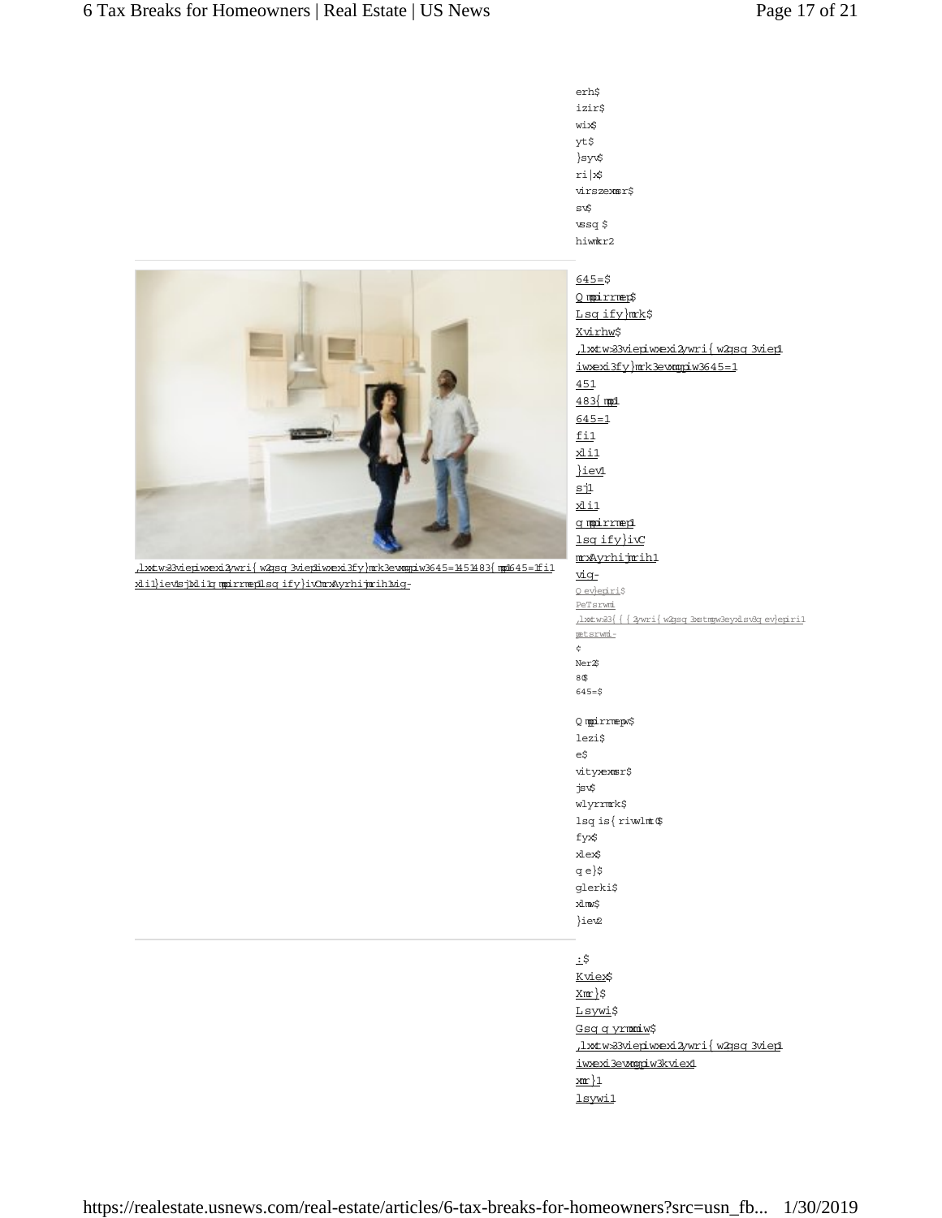erh$
izir$
wix$
yt$
}syv$
ri|x$
virszexmsr$
sv$
vssq $
hiwmkr2

645=$
Q mpirrmep$
Lsq ify}mrk$
Xvirhw$
,lxxtw>33vieptwxexi2ywri{ w2gsq 3viep1
iwxexi3fy}mrk3exmgpiw3645=1
451
483{ mpp1
645=1
fi1
xli1
}iev1
sj1
xli1
q mpirrmep1
lsq ify}ivC
mxAyrhijmrih1
vig-

Q ev}epiri$
PeTsrwmi
,lxxtw>3{ { { 2ywri{ w2gsq 3xstmgw3eyxlsvw3q ev}epiri1
petsrwmi-
¢
Ner2$
80$
645=$

Q mpirrmepw$
lezi$
e$
vityxexmsr$
jsv$
wlyrrmrk$
lsq is{ rivwlmt0$
fyx$
xlex$
q e}$
glerki$
xlmw$
}iev2

:$
Kviex$
Xm}$
Lsywi$
Gsq q yrmxmiw$
,lxxtw>33vieptwxexi2ywri{ w2gsq 3viep1
iwxexi3exmgpiw3kviex1
xm}1
lsywi1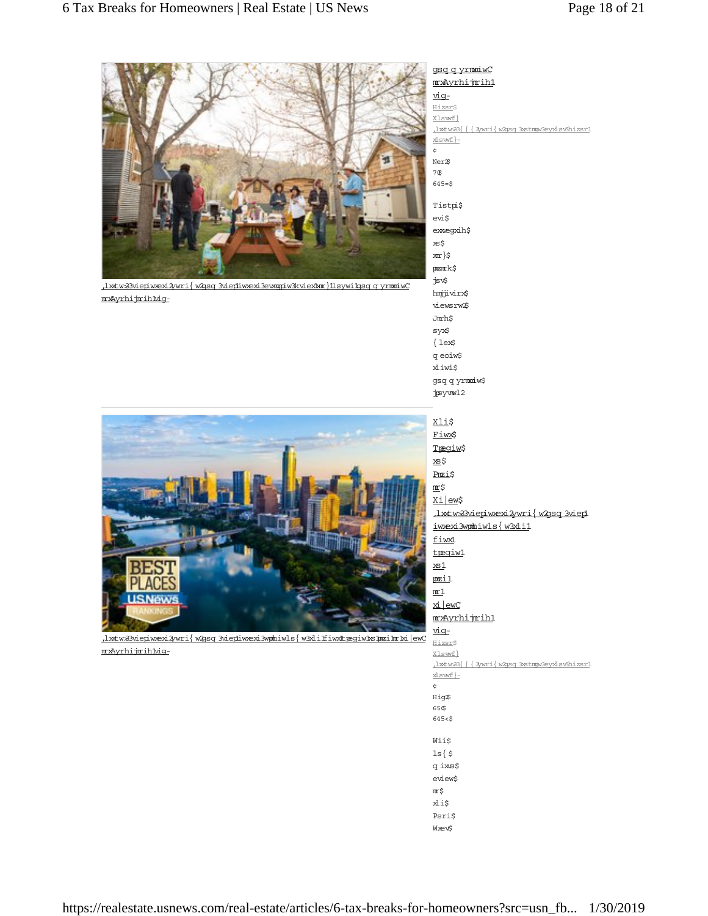gsq q yrmxmiwC
mrAyrhijmrih1
vig-
Hizsr$
Xlswf}
,lxxtw33{{{2yrwi{w2gsq3xstmgw3eyxlsv8hizsr1
xlswf}-
¢
Ner2$
70$
645=$

Tistpi$
evi$
exxegxih$
xs$
xmr}$
lsywiw$
jsv$
hmjjivirx$
viewsrw2$
Jmrh$
syx$
{lex$
q eoiw$
xliwi$
gsq q yrmxmiw$
jpsyvmwl2

,lxxtw33viepiwxexi2yrwi{w2gsq3viepiwxexi3evxmgpiw3kviexxmr}lsywigsq q yrmxmiwC
mrAyrhijmrih1vig-

Xli$
Fiwx$
Tpegiw$
xs$
Pmzi$
mr$
Xi|ew$
,lxxtw33viepiwxexi2yrwi{w2gsq3viepi
iwxexi3wpmhiwls{w3xli1
fiwx1
tpegiw1
xs1
pmzi1
mr1
xi|ewC
mrAyrhijmrih1
vig-
Hizsr$
Xlswf}
,lxxtw33{{{2yrwi{w2gsq3xstmgw3eyxlsv8hizsr1
xlswf}-
¢
Hig2$
650$
645<$

Wii$
ls{$
q ENSS$
eview$
mr$
xli$
Psri$
Wxev$

,lxxtw33viepiwxexi2yrwi{w2gsq3viepiwxexi3wpmhiwls{w3xli1fiwx1tpegiw1xs1pmzi1mr1xi|ewC
mrAyrhijmrih1vig-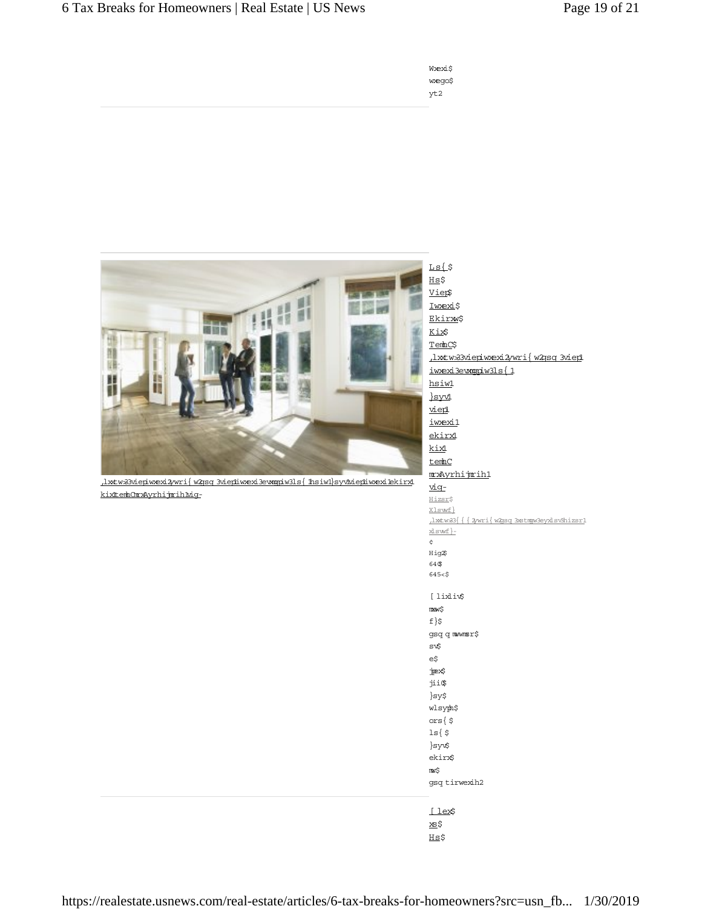Wxexi$
wxego$
yt2

,lxxtw>33viepiwxexi2ywri{w2gsq3viep1iwxexi3evxmgpiw3ls{1hsiw1}syv1viep1iwxexi1ekirx1kix1temhCmrxAyrhijmrih1vig-

Ls{$
Hs$
Viep$
Iwxexi$
Ekirxw$
Kix$
TemhC$
,lxxtw>33viepiwxexi2ywri{w2gsq3viep1
iwxexi3evxmgpiw3ls{1
hsiw1
}syv1
viep1
iwxexi1
ekirx1
kix1
temhC
mrxAyrhijmrih1
vig-

Hizsr$
Xlswf}
,lxxtw>33{{{2ywri{w2gsq3xstmgw3eyxlsv3hizsr1xlswf}-
¢
Hig2$
640$
645<$

[lixliv$
mw$
f}$
gsqqmwwmsr$
sv$
e$
jpex$
jii0$
}sy$
wlsyph$
ors{$
ls{$
}syv$
ekirx$
mw$
temh2

[lex$
xs$
Hs$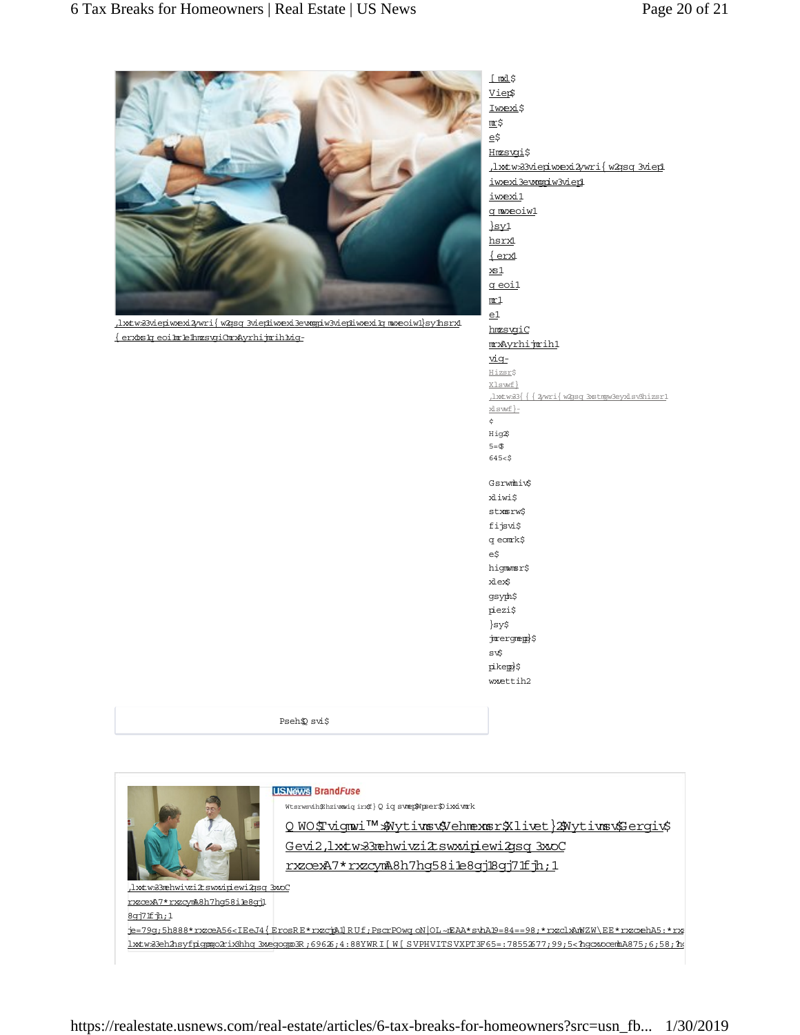,lxxtw>33viepiwxexi2yweri{w2gsq3viepiwxexi3evxmgpiw3viepiwxexi1qmwxeoiw1}sy1hsrx1{erx1xs1qeoi1mr1e1hmzsvgiCmrxAyrhijmrih1mq-

[mdi$
Viep$
Iwxexi$
mr$
e$
Hmzsvgi$
,lxxtw>33viepiwxexi2yweri{w2gsq3viep1
iwxexi3evxmgpiw3viep1
iwxexi1
qmwxeoiw1
}sy1
hsrx1
{erx1
xs1
qeoi1
mr1
e1
hmzsvgiC
mrxAyrhijmrih1
mq-

Hizsr$
Xlswf}
,lxxtw>33{{{2yweri{w2gsq3xstmgw3eyxlsvw3hizsr1xlswf}-
¢
Hig2$
5=$
645<$

Gsrwmhiv$
xliwi$
stxmsrw$
fijsvi$
qeomrk$
e$
higmwmsr$
xlex$
gsyph$
piezi$
}sy$
jmrergmepp}$
sv$
pikepp}$
wxettih2

Pseh$Qsvi$

USNews BrandFuse

Wtsrwsvih$hzivxmwiq irx$}Q iq svmep$Wper$Oixxivmrk

QWO$Tvigmwi™$Wytivmsv$Vehmexmsr$Xlivet}$Wytivmsv$Gergiv$Gevi2,lxxtw>33mehwivzi2tswxiqiewi2gsq3xoC rxzcexA7*rxzcyA8h7hg58i1e8gj18gj71fjh;1

,lxxtw>33mehwivzi2tswxiqiewi2gsq3xoC
rxzcexA7*rxzcyA8h7hg58i1e8gj1
8gj71fjh;1
je=79g;5h888*rxzoeA56<IEeJ4{ErosRE*rxzcjA1RUf;PscrPOwqoN|OL~rEAA*svhA19=84==98;*rxzclxAnWZW\EE*rxzcehA5:*rx
1lxxtw>33eh2hsyfpigpmgo2rix3hhq3xvegopmg3R;6962;4:88YWRI[W[SVPHVITSVXPT3F65=:7855677;99;5<?hgcxoomA875;6;58;?h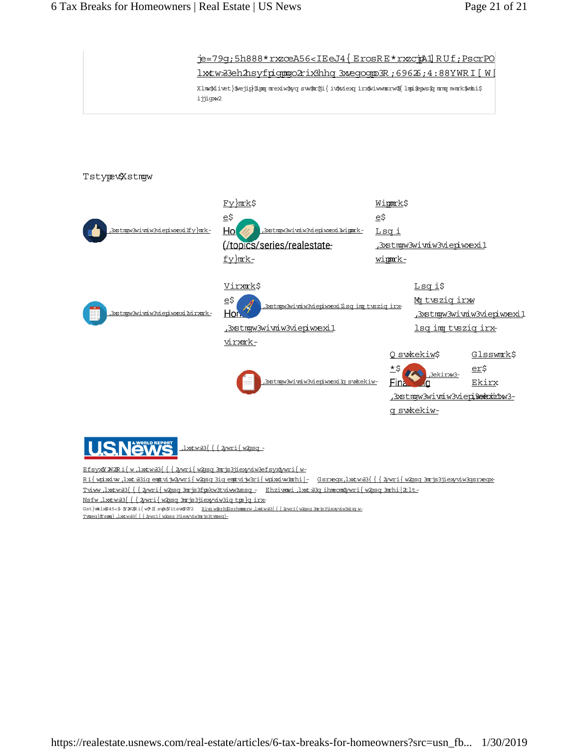je=79g;5h888*rxzceA56<IEeJ4{ ErosRE*rxzcjA1] RUf;PscrPO
lxxtw33eh2hsyfpigmgo2rix3hhq 3xegogpo3R ;6962;4:88YWRI[ W[

Xlm$divet}$wejip}$ipmq mexiw$yq sw$rs$ji{ iw$xiexq irx$iwwmsrw0${ lmi$pws$q mmq m-mrk$wni$ ijjigxw2

Tstypev$Xstmgw

Fy}mrk$ e$ Ho (/topics/series/realestate-fy}mrk-

,3xstmgw3wivmiw3viepiwxexi1fy}mrk-

,3xstmgw3wivmiw3viepiwxexi1wippmrk-

Wippmrk$ e$ Lsq i ,3xstmgw3wivmiw3viepiwxexi1 wippmrk-

,3xstmgw3wivmiw3viepiwxexi1virxmrk-

Virxmrk$ e$ Hor ,3xstmgw3wivmiw3viepiwxexi1 virxmrk-

,3xstmgw3wivmiw3viepiwxexi1lsq iq tvsziq irx-

Lsq i$ Mq tvsziq irxw ,3xstmgw3wivmiw3viepiwxexi1 lsq iq tvsziq irx-

,3xstmgw3wivmiw3viepiwxexi1q svxkekiw-

Q svxkekiw$ *$ Fina ng ,3xstmgw3wivmiw3viepiwxexi1 q svxkekiw-

,3ekirxw3-

Glsswmrk$ er$ Ekirx ,3ekirxw3-

,lxxtw33{ { { 2ywri{ w2gsq -

EfsyxY2W2Ri{ w ,lxxtw33{ { { 2ywri{ w2gsq 3mrjs3jiexyviw3efsyx1ywri{ w-

Ri{ wpixxiw ,lxxtw33iq emptvijw2ywri{ w2gsq 3iq emptvijw3ri{ wpixxiw1mrhi|- Gsrxegx,lxxtw33{ { { 2ywri{ w2gsq 3mrjs3jiexyviw3gsrxegx-

Tviww ,lxxtw33{ { { 2ywri{ w2gsq 3mrjs3fpskw3tviww1vssq - Ehzivxmwi ,lxxt33q ihmeomx2ywri{ w2gsq 3mrhi|2lxq -

Nsfw ,lxxtw33{ { { 2ywri{ w2gsq 3mrjs3jiexyviw3iq tps}q irx-

Gst}vmklx$45<$ Y2W2Ri{ w$ { svph$Vitsvx$P2T2 Xivq w$erh$Gsrhmxmsrw ,lxxtw33{ { { 2ywri{ w2gsq 3mrjs3jiexyviw3xivq w-

Tvmzeg}$Tspmg} ,lxxtw33{ { { 2ywri{ w2gsq 3jiexyviw3mrjs3tvmzeg}-